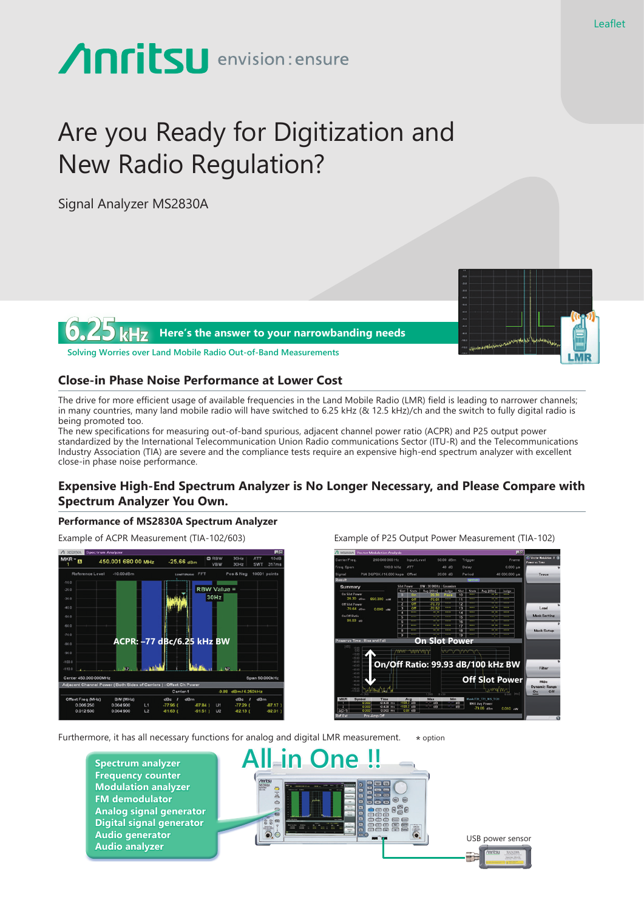Leaflet

Anritsu envision : ensure

# Are you Ready for Digitization and New Radio Regulation?

Signal Analyzer MS2830A

**6.25 kHz** Here's the answer to your narrowbanding needs

Solving Worries over Land Mobile Radio Out-of-Band Measurements

## Close-in Phase Noise Performance at Lower Cost

The drive for more efficient usage of available frequencies in the Land Mobile Radio (LMR) field is leading to narrower channels; in many countries, many land mobile radio will have switched to 6.25 kHz (& 12.5 kHz)/ch and the switch to fully digital radio is being promoted too.
The new specifications for measuring out-of-band spurious, adjacent channel power ratio (ACPR) and P25 output power standardized by the International Telecommunication Union Radio communications Sector (ITU-R) and the Telecommunications Industry Association (TIA) are severe and the compliance tests require an expensive high-end spectrum analyzer with excellent close-in phase noise performance.

## Expensive High-End Spectrum Analyzer is No Longer Necessary, and Please Compare with Spectrum Analyzer You Own.

### Performance of MS2830A Spectrum Analyzer

Example of ACPR Measurement (TIA-102/603)

RBW Value = 30Hz

ACPR: –77 dBc/6.25 kHz BW

Example of P25 Output Power Measurement (TIA-102)

On Slot Power

On/Off Ratio: 99.93 dB/100 kHz BW

Off Slot Power

Furthermore, it has all necessary functions for analog and digital LMR measurement. \* option

All in One !!

- Spectrum analyzer
- Frequency counter
- Modulation analyzer
- FM demodulator
- Analog signal generator
- Digital signal generator
- Audio generator
- Audio analyzer

USB power sensor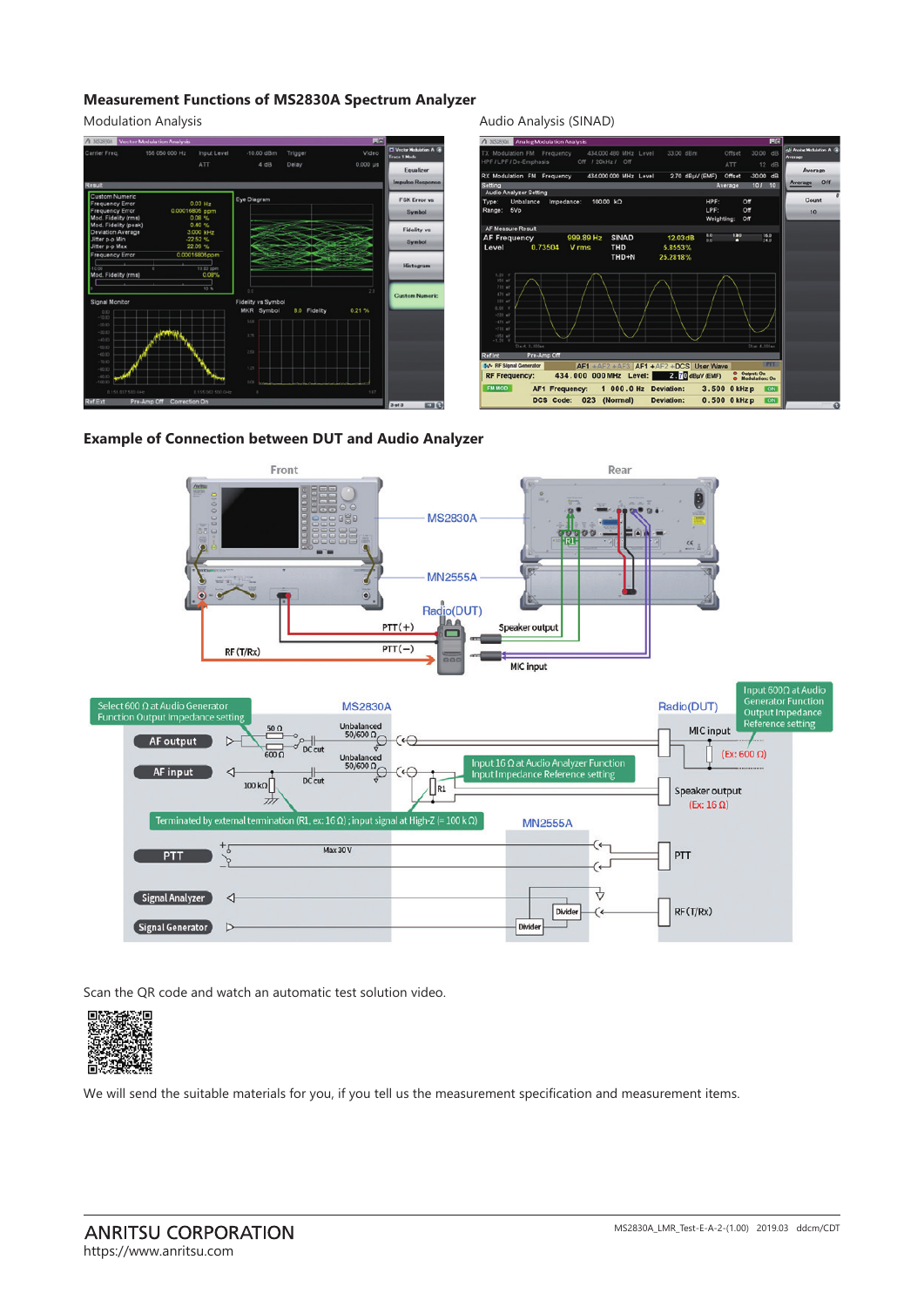## Measurement Functions of MS2830A Spectrum Analyzer

Modulation Analysis

Audio Analysis (SINAD)

## Example of Connection between DUT and Audio Analyzer

Front

Rear

MS2830A

MN2555A

Radio(DUT)

PTT(+)

PTT(−)

RF (T/Rx)

Speaker output

MIC input

Select 600 Ω at Audio Generator Function Output Impedance setting

MS2830A

Radio(DUT)

Input 600Ω at Audio Generator Function Output Impedance Reference setting

AF output

AF input

50 Ω

600 Ω

DC cut

Unbalanced 50/600 Ω

100 kΩ

Input 16 Ω at Audio Analyzer Function Input Impedance Reference setting

MIC input

(Ex: 600 Ω)

R1

Speaker output

(Ex: 16 Ω)

Terminated by external termination (R1, ex: 16 Ω) ; input signal at High-Z (≒ 100 kΩ)

MN2555A

PTT

Max 30 V

PTT

Signal Analyzer

Signal Generator

Divider

Divider

RF (T/Rx)

Scan the QR code and watch an automatic test solution video.

We will send the suitable materials for you, if you tell us the measurement specification and measurement items.

ANRITSU CORPORATION
https://www.anritsu.com

MS2830A_LMR_Test-E-A-2-(1.00) 2019.03 ddcm/CDT